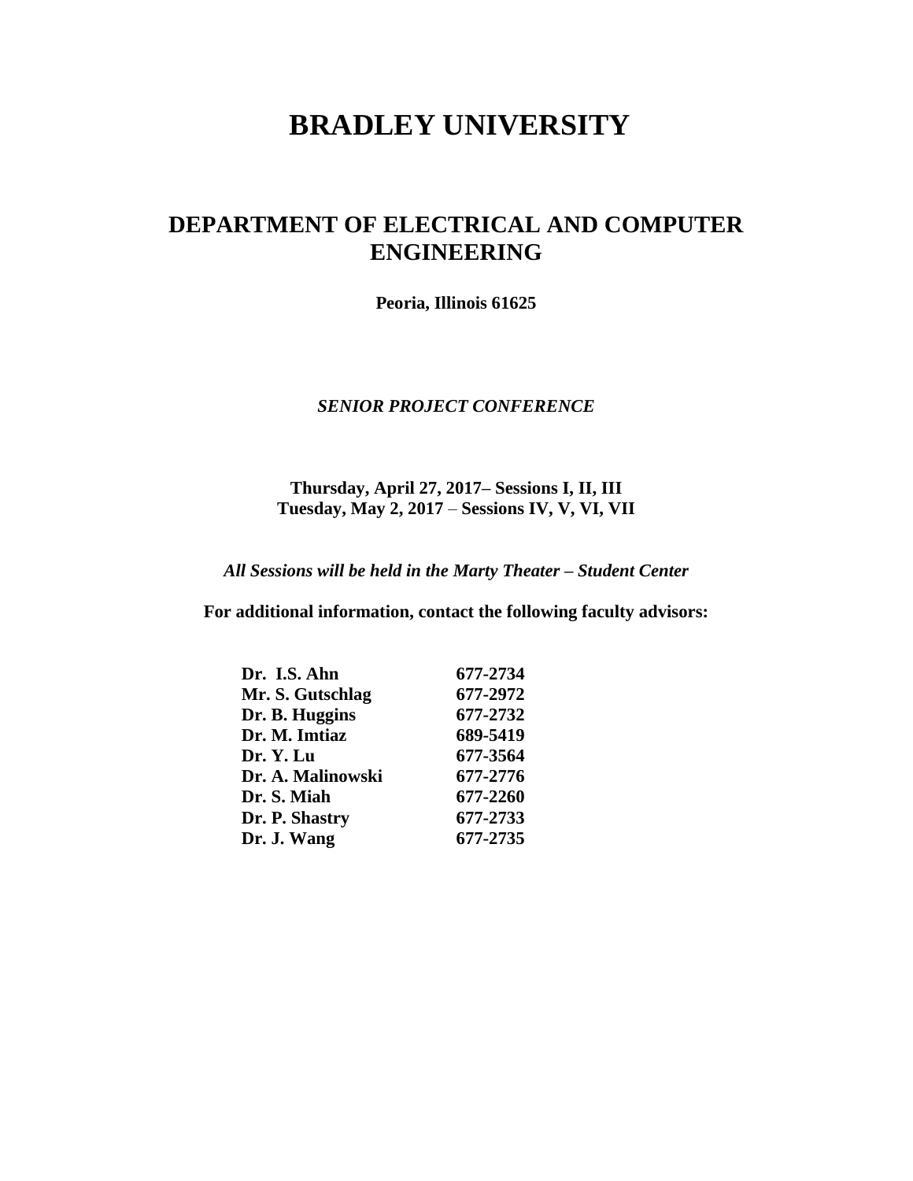# BRADLEY UNIVERSITY

## DEPARTMENT OF ELECTRICAL AND COMPUTER ENGINEERING

**Peoria, Illinois 61625**

***SENIOR PROJECT CONFERENCE***

**Thursday, April 27, 2017– Sessions I, II, III**
**Tuesday, May 2, 2017 – Sessions IV, V, VI, VII**

***All Sessions will be held in the Marty Theater – Student Center***

**For additional information, contact the following faculty advisors:**

| | |
|---|---|
| **Dr. I.S. Ahn** | **677-2734** |
| **Mr. S. Gutschlag** | **677-2972** |
| **Dr. B. Huggins** | **677-2732** |
| **Dr. M. Imtiaz** | **689-5419** |
| **Dr. Y. Lu** | **677-3564** |
| **Dr. A. Malinowski** | **677-2776** |
| **Dr. S. Miah** | **677-2260** |
| **Dr. P. Shastry** | **677-2733** |
| **Dr. J. Wang** | **677-2735** |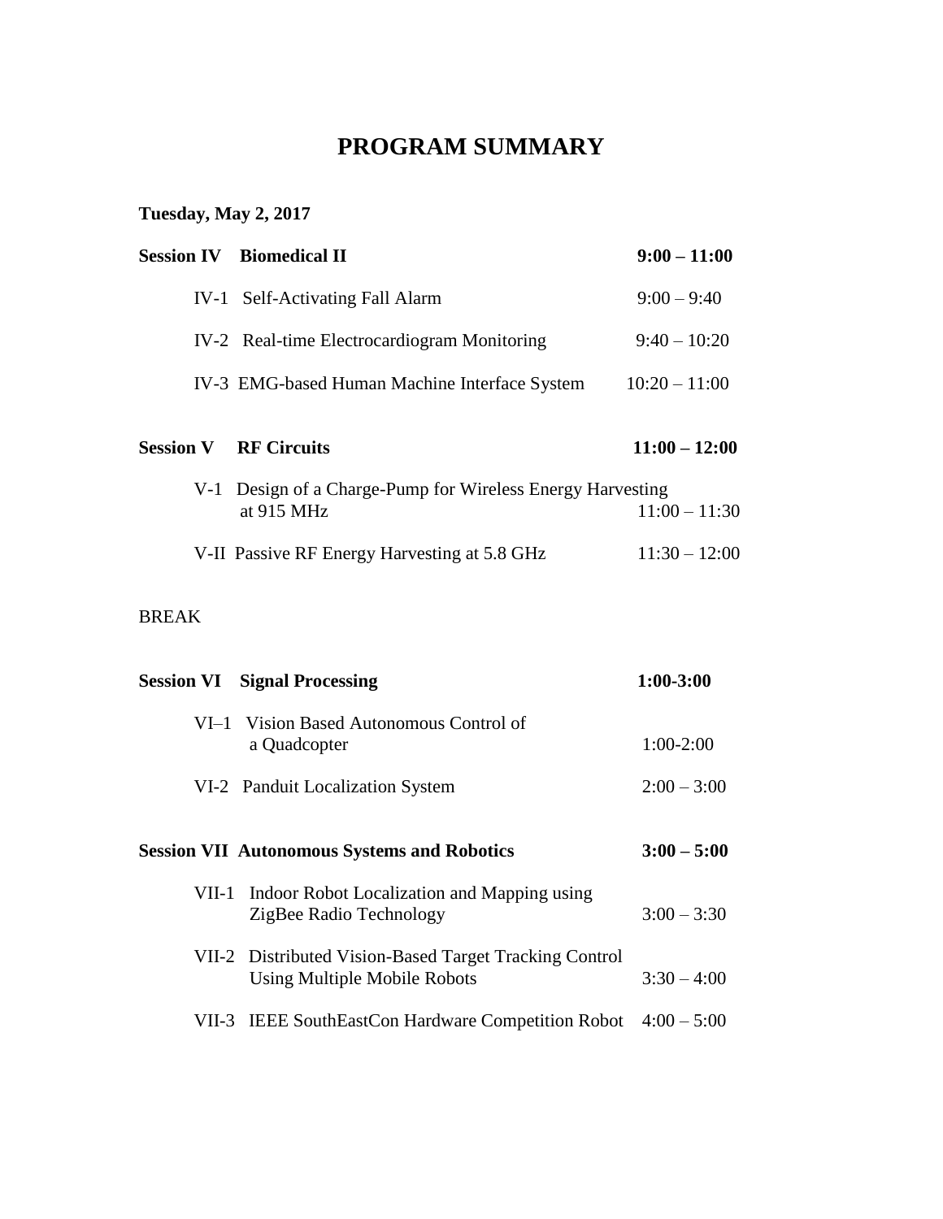# PROGRAM SUMMARY

**Tuesday, May 2, 2017**

| | | |
|---|---|---|
| **Session IV** | **Biomedical II** | **9:00 – 11:00** |
| IV-1 | Self-Activating Fall Alarm | 9:00 – 9:40 |
| IV-2 | Real-time Electrocardiogram Monitoring | 9:40 – 10:20 |
| IV-3 | EMG-based Human Machine Interface System | 10:20 – 11:00 |
| **Session V** | **RF Circuits** | **11:00 – 12:00** |
| V-1 | Design of a Charge-Pump for Wireless Energy Harvesting at 915 MHz | 11:00 – 11:30 |
| V-II | Passive RF Energy Harvesting at 5.8 GHz | 11:30 – 12:00 |

BREAK

| | | |
|---|---|---|
| **Session VI** | **Signal Processing** | **1:00-3:00** |
| VI–1 | Vision Based Autonomous Control of a Quadcopter | 1:00-2:00 |
| VI-2 | Panduit Localization System | 2:00 – 3:00 |
| **Session VII** | **Autonomous Systems and Robotics** | **3:00 – 5:00** |
| VII-1 | Indoor Robot Localization and Mapping using ZigBee Radio Technology | 3:00 – 3:30 |
| VII-2 | Distributed Vision-Based Target Tracking Control Using Multiple Mobile Robots | 3:30 – 4:00 |
| VII-3 | IEEE SouthEastCon Hardware Competition Robot | 4:00 – 5:00 |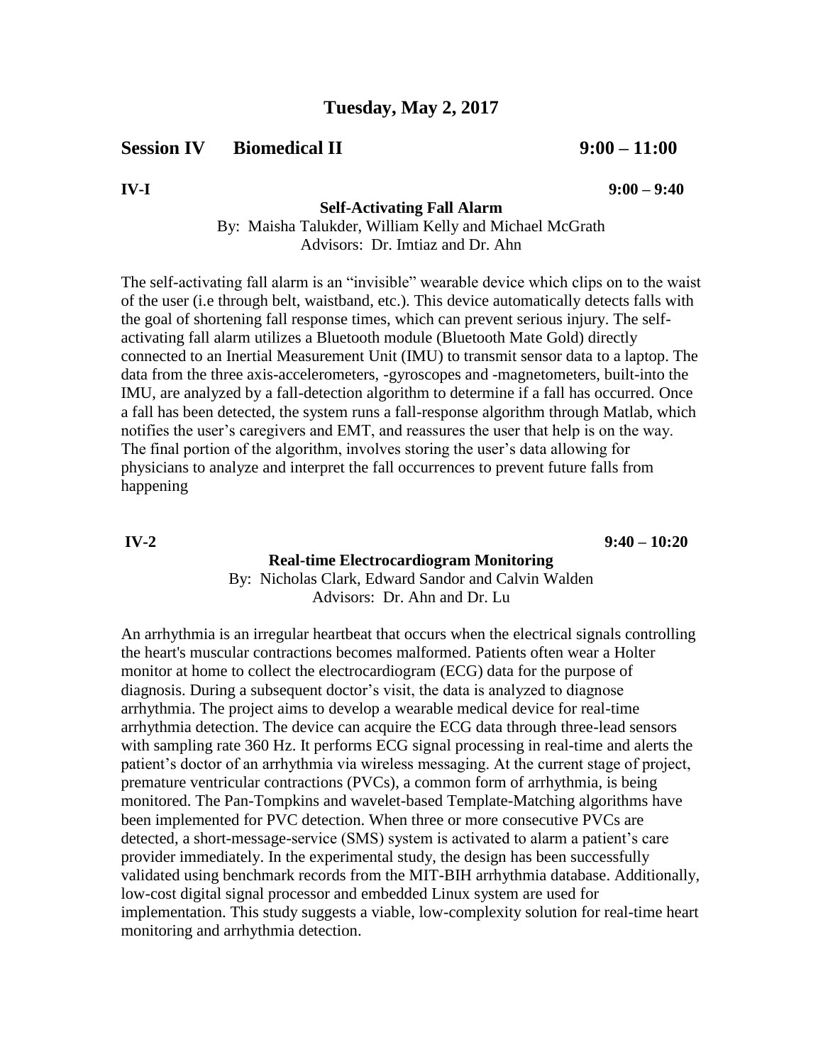## Tuesday, May 2, 2017

### Session IV Biomedical II 9:00 – 11:00

**IV-I** **9:00 – 9:40**

**Self-Activating Fall Alarm**

By: Maisha Talukder, William Kelly and Michael McGrath
Advisors: Dr. Imtiaz and Dr. Ahn

The self-activating fall alarm is an "invisible" wearable device which clips on to the waist of the user (i.e through belt, waistband, etc.). This device automatically detects falls with the goal of shortening fall response times, which can prevent serious injury. The self-activating fall alarm utilizes a Bluetooth module (Bluetooth Mate Gold) directly connected to an Inertial Measurement Unit (IMU) to transmit sensor data to a laptop. The data from the three axis-accelerometers, -gyroscopes and -magnetometers, built-into the IMU, are analyzed by a fall-detection algorithm to determine if a fall has occurred. Once a fall has been detected, the system runs a fall-response algorithm through Matlab, which notifies the user's caregivers and EMT, and reassures the user that help is on the way. The final portion of the algorithm, involves storing the user's data allowing for physicians to analyze and interpret the fall occurrences to prevent future falls from happening

**IV-2** **9:40 – 10:20**

**Real-time Electrocardiogram Monitoring**

By: Nicholas Clark, Edward Sandor and Calvin Walden
Advisors: Dr. Ahn and Dr. Lu

An arrhythmia is an irregular heartbeat that occurs when the electrical signals controlling the heart's muscular contractions becomes malformed. Patients often wear a Holter monitor at home to collect the electrocardiogram (ECG) data for the purpose of diagnosis. During a subsequent doctor's visit, the data is analyzed to diagnose arrhythmia. The project aims to develop a wearable medical device for real-time arrhythmia detection. The device can acquire the ECG data through three-lead sensors with sampling rate 360 Hz. It performs ECG signal processing in real-time and alerts the patient's doctor of an arrhythmia via wireless messaging. At the current stage of project, premature ventricular contractions (PVCs), a common form of arrhythmia, is being monitored. The Pan-Tompkins and wavelet-based Template-Matching algorithms have been implemented for PVC detection. When three or more consecutive PVCs are detected, a short-message-service (SMS) system is activated to alarm a patient's care provider immediately. In the experimental study, the design has been successfully validated using benchmark records from the MIT-BIH arrhythmia database. Additionally, low-cost digital signal processor and embedded Linux system are used for implementation. This study suggests a viable, low-complexity solution for real-time heart monitoring and arrhythmia detection.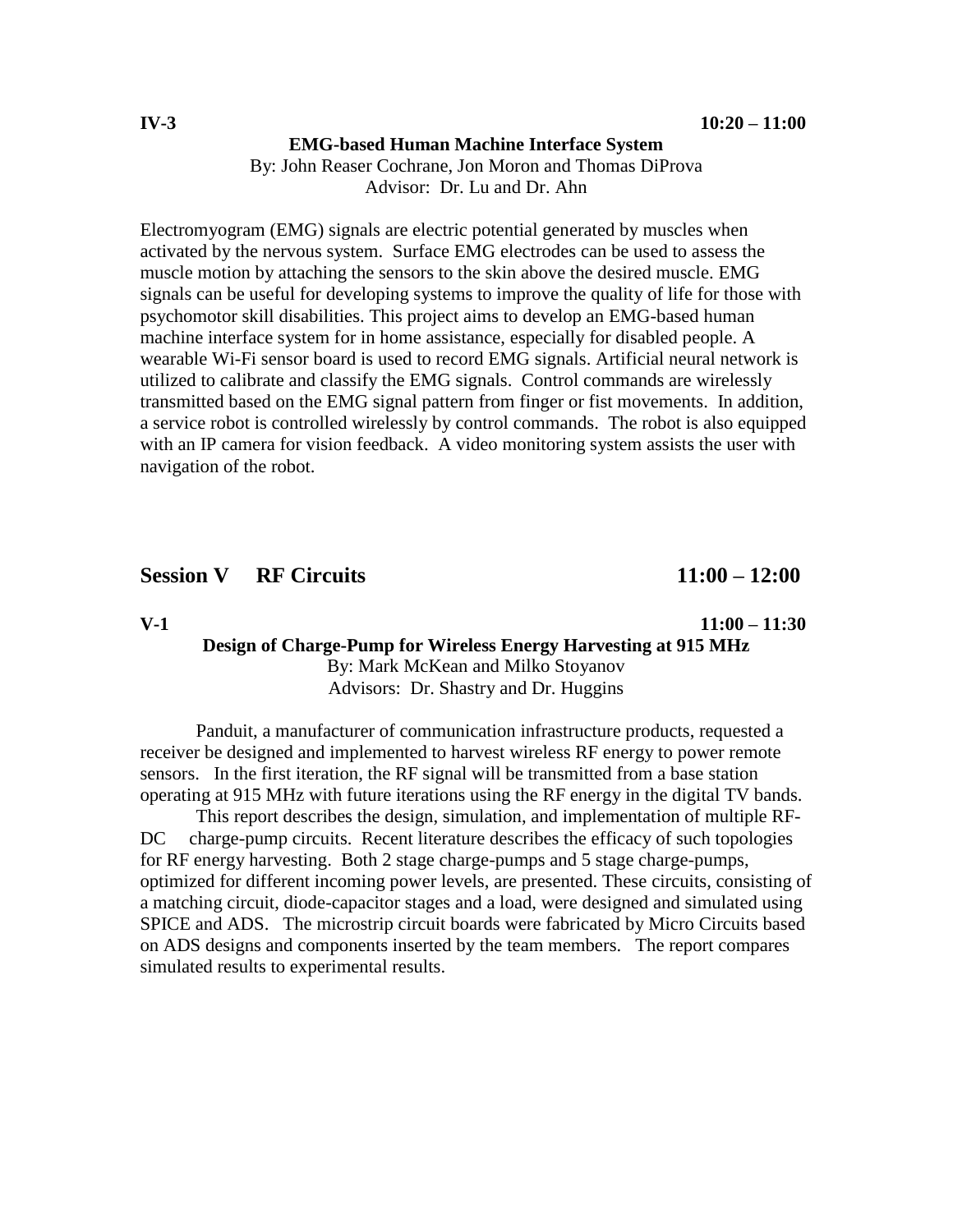**IV-3** **10:20 – 11:00**

**EMG-based Human Machine Interface System**

By: John Reaser Cochrane, Jon Moron and Thomas DiProva

Advisor: Dr. Lu and Dr. Ahn

Electromyogram (EMG) signals are electric potential generated by muscles when activated by the nervous system. Surface EMG electrodes can be used to assess the muscle motion by attaching the sensors to the skin above the desired muscle. EMG signals can be useful for developing systems to improve the quality of life for those with psychomotor skill disabilities. This project aims to develop an EMG-based human machine interface system for in home assistance, especially for disabled people. A wearable Wi-Fi sensor board is used to record EMG signals. Artificial neural network is utilized to calibrate and classify the EMG signals. Control commands are wirelessly transmitted based on the EMG signal pattern from finger or fist movements. In addition, a service robot is controlled wirelessly by control commands. The robot is also equipped with an IP camera for vision feedback. A video monitoring system assists the user with navigation of the robot.

## Session V RF Circuits 11:00 – 12:00

**V-1** **11:00 – 11:30**

**Design of Charge-Pump for Wireless Energy Harvesting at 915 MHz**

By: Mark McKean and Milko Stoyanov

Advisors: Dr. Shastry and Dr. Huggins

Panduit, a manufacturer of communication infrastructure products, requested a receiver be designed and implemented to harvest wireless RF energy to power remote sensors. In the first iteration, the RF signal will be transmitted from a base station operating at 915 MHz with future iterations using the RF energy in the digital TV bands.

This report describes the design, simulation, and implementation of multiple RF-DC charge-pump circuits. Recent literature describes the efficacy of such topologies for RF energy harvesting. Both 2 stage charge-pumps and 5 stage charge-pumps, optimized for different incoming power levels, are presented. These circuits, consisting of a matching circuit, diode-capacitor stages and a load, were designed and simulated using SPICE and ADS. The microstrip circuit boards were fabricated by Micro Circuits based on ADS designs and components inserted by the team members. The report compares simulated results to experimental results.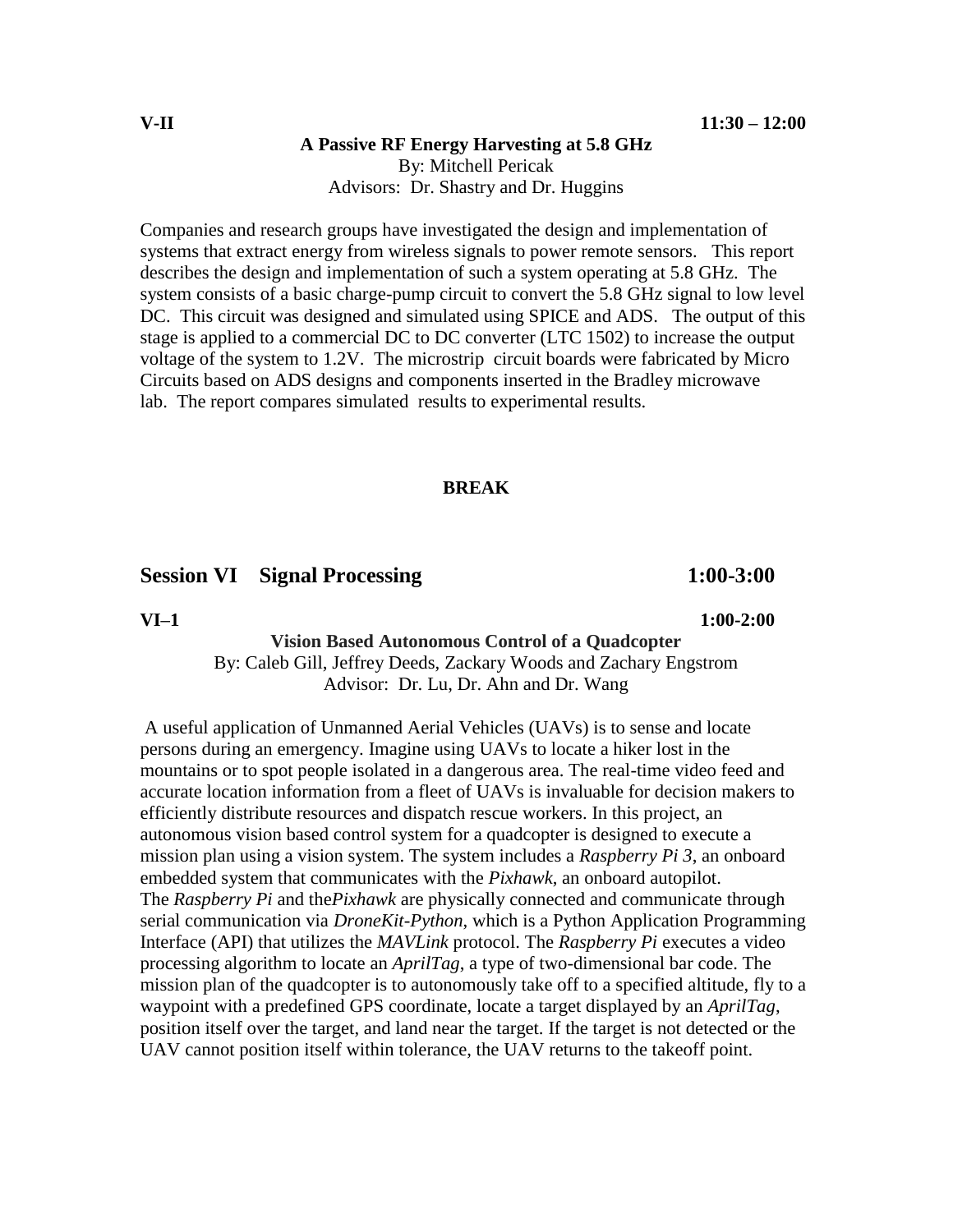**V-II** **11:30 – 12:00**

**A Passive RF Energy Harvesting at 5.8 GHz**

By: Mitchell Pericak

Advisors: Dr. Shastry and Dr. Huggins

Companies and research groups have investigated the design and implementation of systems that extract energy from wireless signals to power remote sensors. This report describes the design and implementation of such a system operating at 5.8 GHz. The system consists of a basic charge-pump circuit to convert the 5.8 GHz signal to low level DC. This circuit was designed and simulated using SPICE and ADS. The output of this stage is applied to a commercial DC to DC converter (LTC 1502) to increase the output voltage of the system to 1.2V. The microstrip circuit boards were fabricated by Micro Circuits based on ADS designs and components inserted in the Bradley microwave lab. The report compares simulated results to experimental results.

**BREAK**

## Session VI Signal Processing 1:00-3:00

**VI–1** **1:00-2:00**

**Vision Based Autonomous Control of a Quadcopter**

By: Caleb Gill, Jeffrey Deeds, Zackary Woods and Zachary Engstrom

Advisor: Dr. Lu, Dr. Ahn and Dr. Wang

A useful application of Unmanned Aerial Vehicles (UAVs) is to sense and locate persons during an emergency. Imagine using UAVs to locate a hiker lost in the mountains or to spot people isolated in a dangerous area. The real-time video feed and accurate location information from a fleet of UAVs is invaluable for decision makers to efficiently distribute resources and dispatch rescue workers. In this project, an autonomous vision based control system for a quadcopter is designed to execute a mission plan using a vision system. The system includes a *Raspberry Pi 3*, an onboard embedded system that communicates with the *Pixhawk*, an onboard autopilot. The *Raspberry Pi* and the*Pixhawk* are physically connected and communicate through serial communication via *DroneKit-Python*, which is a Python Application Programming Interface (API) that utilizes the *MAVLink* protocol. The *Raspberry Pi* executes a video processing algorithm to locate an *AprilTag*, a type of two-dimensional bar code. The mission plan of the quadcopter is to autonomously take off to a specified altitude, fly to a waypoint with a predefined GPS coordinate, locate a target displayed by an *AprilTag*, position itself over the target, and land near the target. If the target is not detected or the UAV cannot position itself within tolerance, the UAV returns to the takeoff point.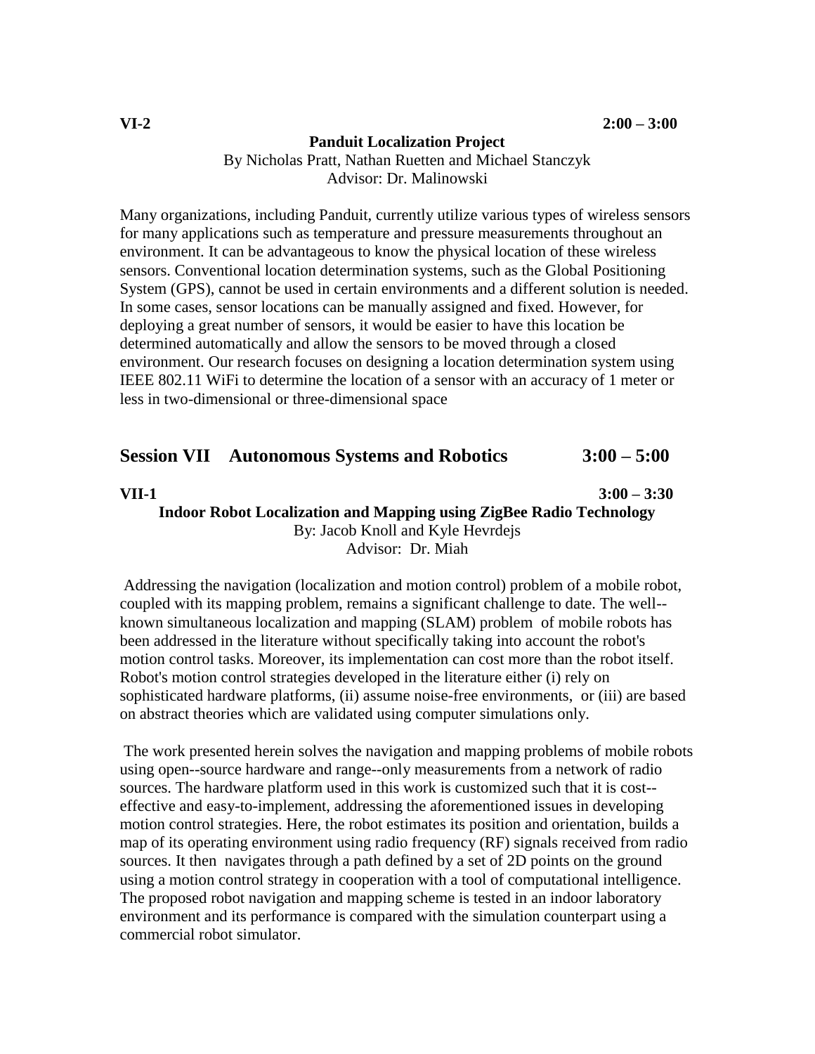**VI-2** **2:00 – 3:00**

**Panduit Localization Project**

By Nicholas Pratt, Nathan Ruetten and Michael Stanczyk

Advisor: Dr. Malinowski

Many organizations, including Panduit, currently utilize various types of wireless sensors for many applications such as temperature and pressure measurements throughout an environment. It can be advantageous to know the physical location of these wireless sensors. Conventional location determination systems, such as the Global Positioning System (GPS), cannot be used in certain environments and a different solution is needed. In some cases, sensor locations can be manually assigned and fixed. However, for deploying a great number of sensors, it would be easier to have this location be determined automatically and allow the sensors to be moved through a closed environment. Our research focuses on designing a location determination system using IEEE 802.11 WiFi to determine the location of a sensor with an accuracy of 1 meter or less in two-dimensional or three-dimensional space

## Session VII Autonomous Systems and Robotics 3:00 – 5:00

**VII-1** **3:00 – 3:30**

**Indoor Robot Localization and Mapping using ZigBee Radio Technology**

By: Jacob Knoll and Kyle Hevrdejs

Advisor: Dr. Miah

Addressing the navigation (localization and motion control) problem of a mobile robot, coupled with its mapping problem, remains a significant challenge to date. The well--known simultaneous localization and mapping (SLAM) problem of mobile robots has been addressed in the literature without specifically taking into account the robot's motion control tasks. Moreover, its implementation can cost more than the robot itself. Robot's motion control strategies developed in the literature either (i) rely on sophisticated hardware platforms, (ii) assume noise-free environments, or (iii) are based on abstract theories which are validated using computer simulations only.

The work presented herein solves the navigation and mapping problems of mobile robots using open--source hardware and range--only measurements from a network of radio sources. The hardware platform used in this work is customized such that it is cost--effective and easy-to-implement, addressing the aforementioned issues in developing motion control strategies. Here, the robot estimates its position and orientation, builds a map of its operating environment using radio frequency (RF) signals received from radio sources. It then navigates through a path defined by a set of 2D points on the ground using a motion control strategy in cooperation with a tool of computational intelligence. The proposed robot navigation and mapping scheme is tested in an indoor laboratory environment and its performance is compared with the simulation counterpart using a commercial robot simulator.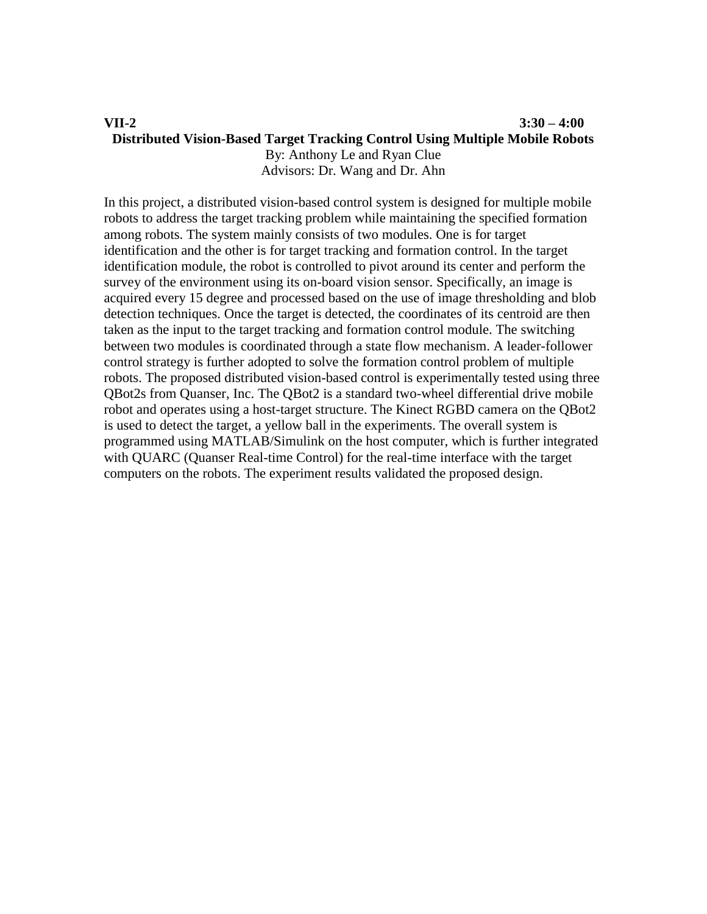**VII-2 3:30 – 4:00**

**Distributed Vision-Based Target Tracking Control Using Multiple Mobile Robots**

By: Anthony Le and Ryan Clue

Advisors: Dr. Wang and Dr. Ahn

In this project, a distributed vision-based control system is designed for multiple mobile robots to address the target tracking problem while maintaining the specified formation among robots. The system mainly consists of two modules. One is for target identification and the other is for target tracking and formation control. In the target identification module, the robot is controlled to pivot around its center and perform the survey of the environment using its on-board vision sensor. Specifically, an image is acquired every 15 degree and processed based on the use of image thresholding and blob detection techniques. Once the target is detected, the coordinates of its centroid are then taken as the input to the target tracking and formation control module. The switching between two modules is coordinated through a state flow mechanism. A leader-follower control strategy is further adopted to solve the formation control problem of multiple robots. The proposed distributed vision-based control is experimentally tested using three QBot2s from Quanser, Inc. The QBot2 is a standard two-wheel differential drive mobile robot and operates using a host-target structure. The Kinect RGBD camera on the QBot2 is used to detect the target, a yellow ball in the experiments. The overall system is programmed using MATLAB/Simulink on the host computer, which is further integrated with QUARC (Quanser Real-time Control) for the real-time interface with the target computers on the robots. The experiment results validated the proposed design.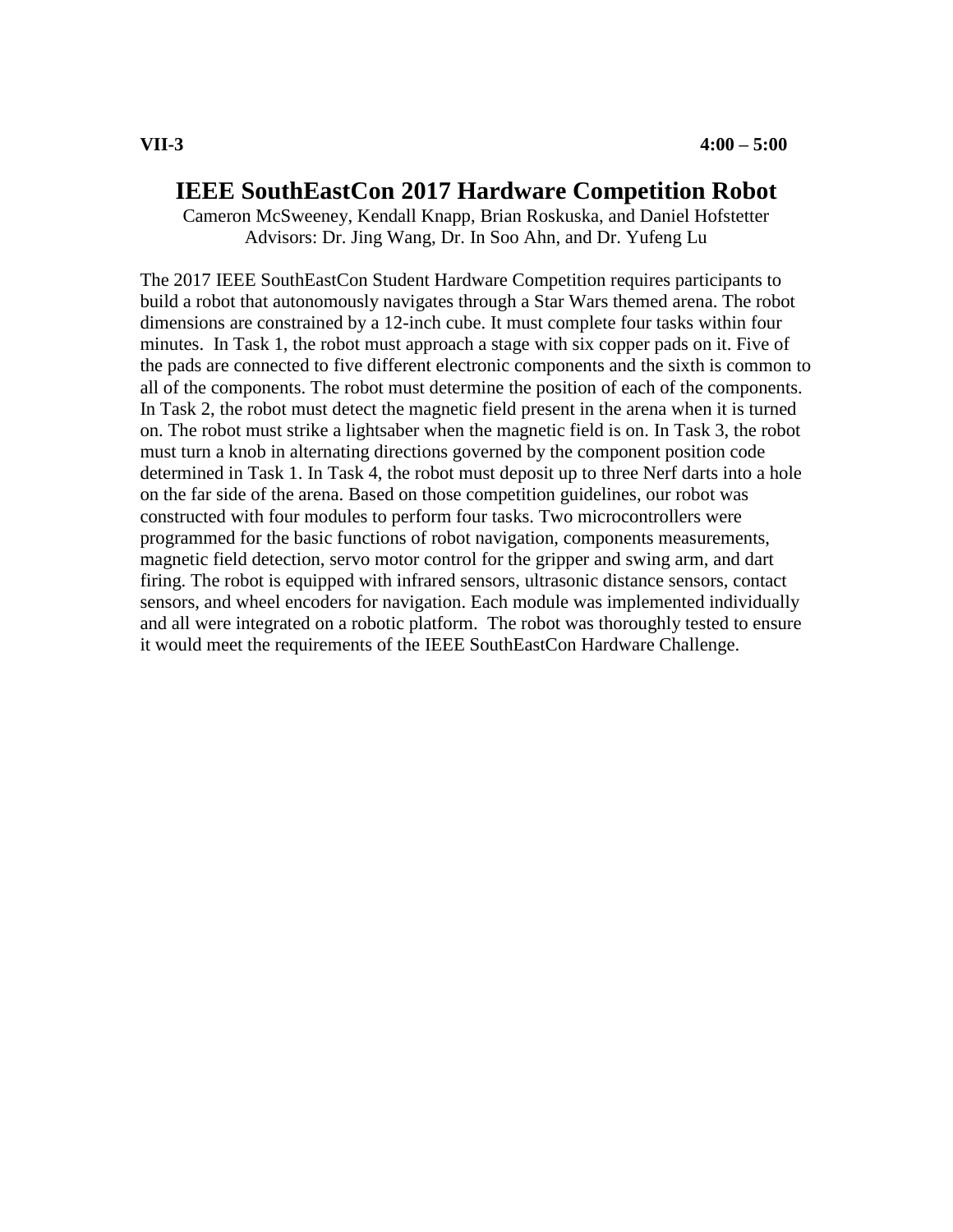**VII-3** **4:00 – 5:00**

# IEEE SouthEastCon 2017 Hardware Competition Robot

Cameron McSweeney, Kendall Knapp, Brian Roskuska, and Daniel Hofstetter
Advisors: Dr. Jing Wang, Dr. In Soo Ahn, and Dr. Yufeng Lu

The 2017 IEEE SouthEastCon Student Hardware Competition requires participants to build a robot that autonomously navigates through a Star Wars themed arena. The robot dimensions are constrained by a 12-inch cube. It must complete four tasks within four minutes. In Task 1, the robot must approach a stage with six copper pads on it. Five of the pads are connected to five different electronic components and the sixth is common to all of the components. The robot must determine the position of each of the components. In Task 2, the robot must detect the magnetic field present in the arena when it is turned on. The robot must strike a lightsaber when the magnetic field is on. In Task 3, the robot must turn a knob in alternating directions governed by the component position code determined in Task 1. In Task 4, the robot must deposit up to three Nerf darts into a hole on the far side of the arena. Based on those competition guidelines, our robot was constructed with four modules to perform four tasks. Two microcontrollers were programmed for the basic functions of robot navigation, components measurements, magnetic field detection, servo motor control for the gripper and swing arm, and dart firing. The robot is equipped with infrared sensors, ultrasonic distance sensors, contact sensors, and wheel encoders for navigation. Each module was implemented individually and all were integrated on a robotic platform. The robot was thoroughly tested to ensure it would meet the requirements of the IEEE SouthEastCon Hardware Challenge.